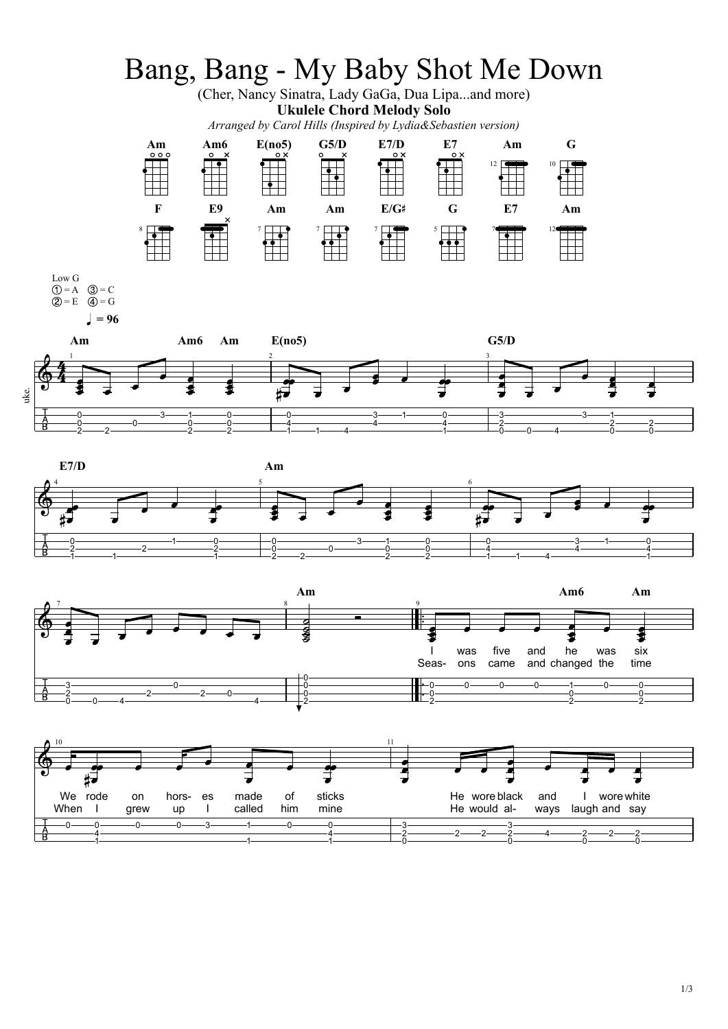# Bang, Bang - My Baby Shot Me Down

(Cher, Nancy Sinatra, Lady GaGa, Dua Lipa...and more)

**Ukulele Chord Melody Solo**

*Arranged by Carol Hills (Inspired by Lydia&Sebastien version)*

Low G
① = A ③ = C
② = E ④ = G

♩ = 96

I was five and he was six
Seas- ons came and changed the time

We rode on hors- es made of sticks
When I grew up I called him mine

He wore black and I wore white
He would al- ways laugh and say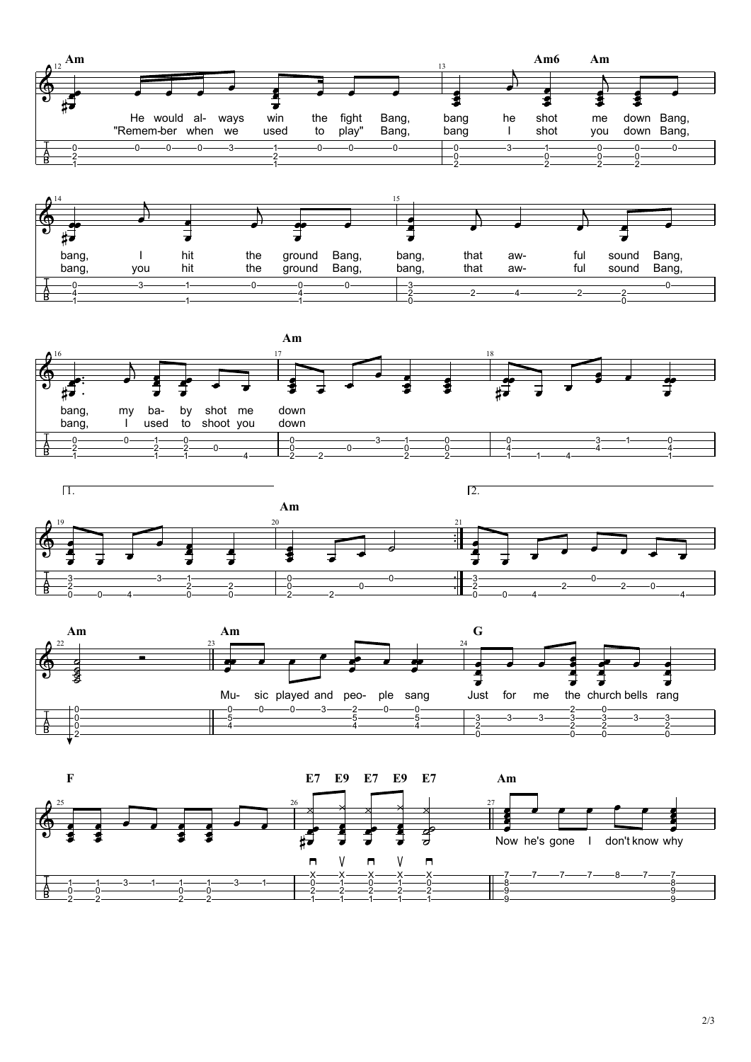Am

He would al- ways win the fight Bang,
"Remem-ber when we used to play" Bang,

Am6 Am

bang he shot me down Bang,
bang I shot you down Bang,

bang, I hit the ground Bang,
bang, you hit the ground Bang,

bang, that aw- ful sound Bang,
bang, that aw- ful sound Bang,

bang, my ba- by shot me down
bang, I used to shoot you down

Am

1. Am

2.

Am

Am

Mu- sic played and peo- ple sang

G

Just for me the church bells rang

F

E7 E9 E7 E9 E7

Am

Now he's gone I don't know why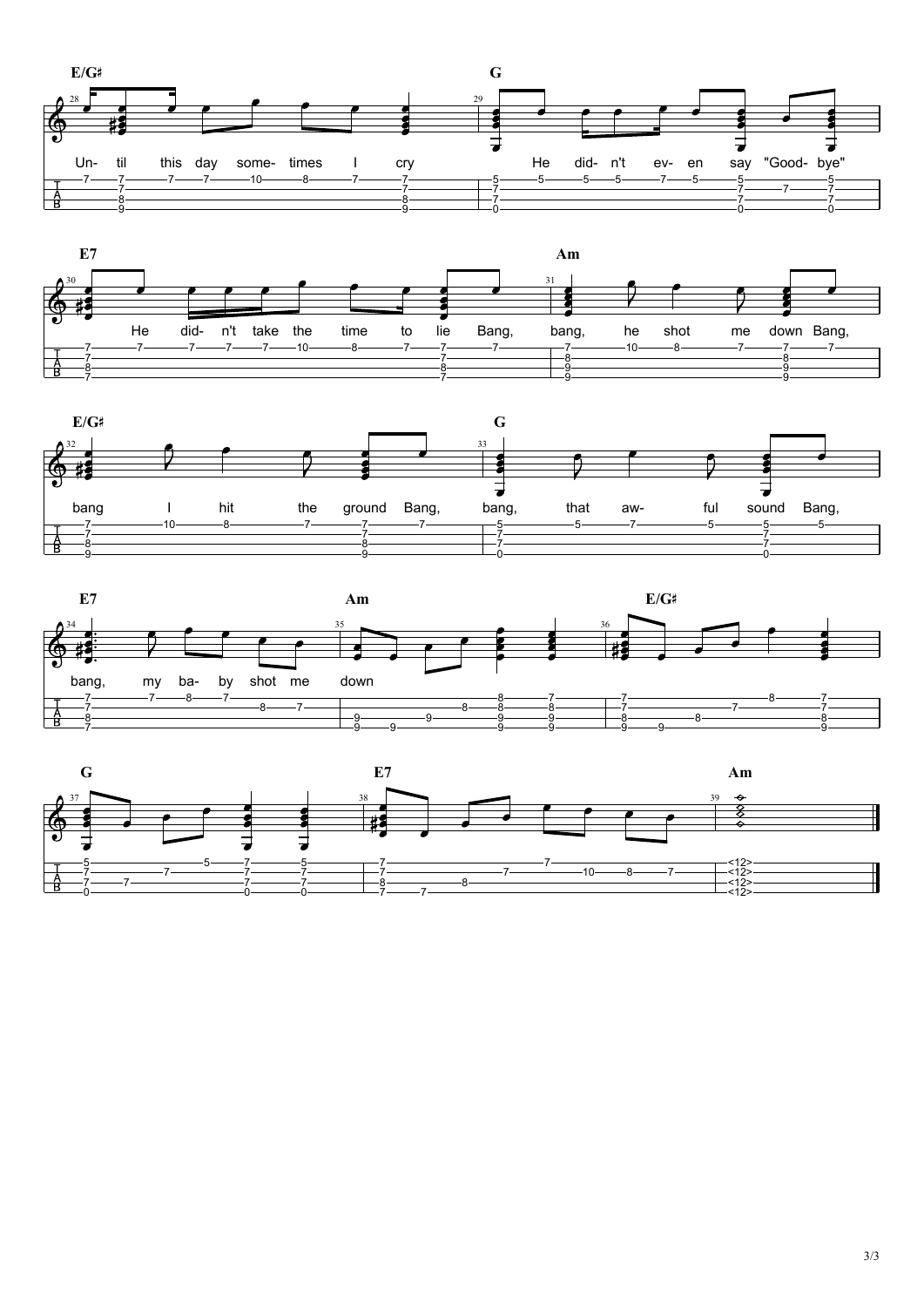E/G♯ G

Un- til this day some- times I cry He did- n't ev- en say "Good- bye"

E7 Am

He did- n't take the time to lie Bang, bang, he shot me down Bang,

E/G♯ G

bang I hit the ground Bang, bang, that aw- ful sound Bang,

E7 Am E/G♯

bang, my ba- by shot me down

G E7 Am